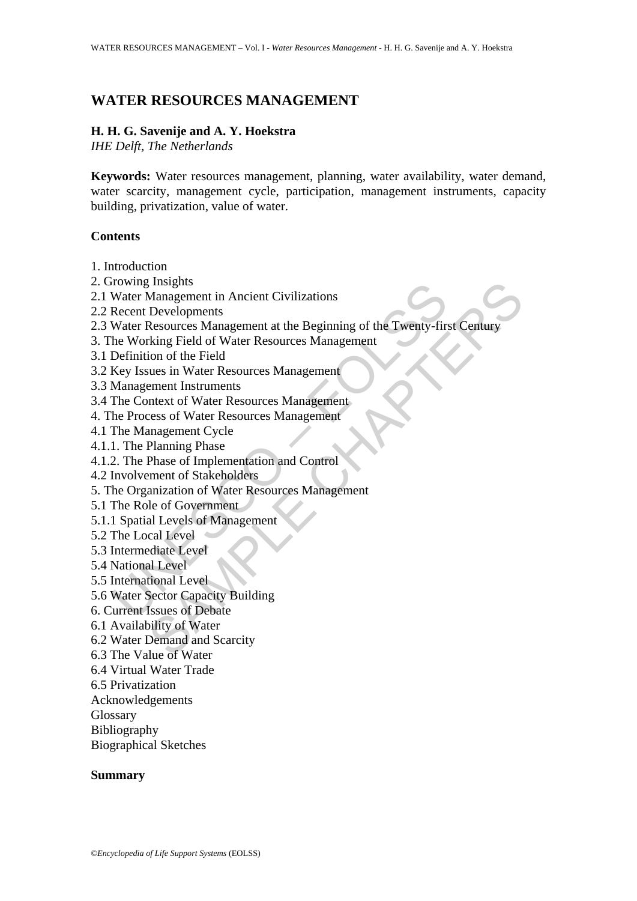# WATER RESOURCES MANAGEMENT

**H. H. G. Savenije and A. Y. Hoekstra**
*IHE Delft, The Netherlands*

**Keywords:** Water resources management, planning, water availability, water demand, water scarcity, management cycle, participation, management instruments, capacity building, privatization, value of water.

**Contents**

1. Introduction
2. Growing Insights
2.1 Water Management in Ancient Civilizations
2.2 Recent Developments
2.3 Water Resources Management at the Beginning of the Twenty-first Century
3. The Working Field of Water Resources Management
3.1 Definition of the Field
3.2 Key Issues in Water Resources Management
3.3 Management Instruments
3.4 The Context of Water Resources Management
4. The Process of Water Resources Management
4.1 The Management Cycle
4.1.1. The Planning Phase
4.1.2. The Phase of Implementation and Control
4.2 Involvement of Stakeholders
5. The Organization of Water Resources Management
5.1 The Role of Government
5.1.1 Spatial Levels of Management
5.2 The Local Level
5.3 Intermediate Level
5.4 National Level
5.5 International Level
5.6 Water Sector Capacity Building
6. Current Issues of Debate
6.1 Availability of Water
6.2 Water Demand and Scarcity
6.3 The Value of Water
6.4 Virtual Water Trade
6.5 Privatization
Acknowledgements
Glossary
Bibliography
Biographical Sketches

**Summary**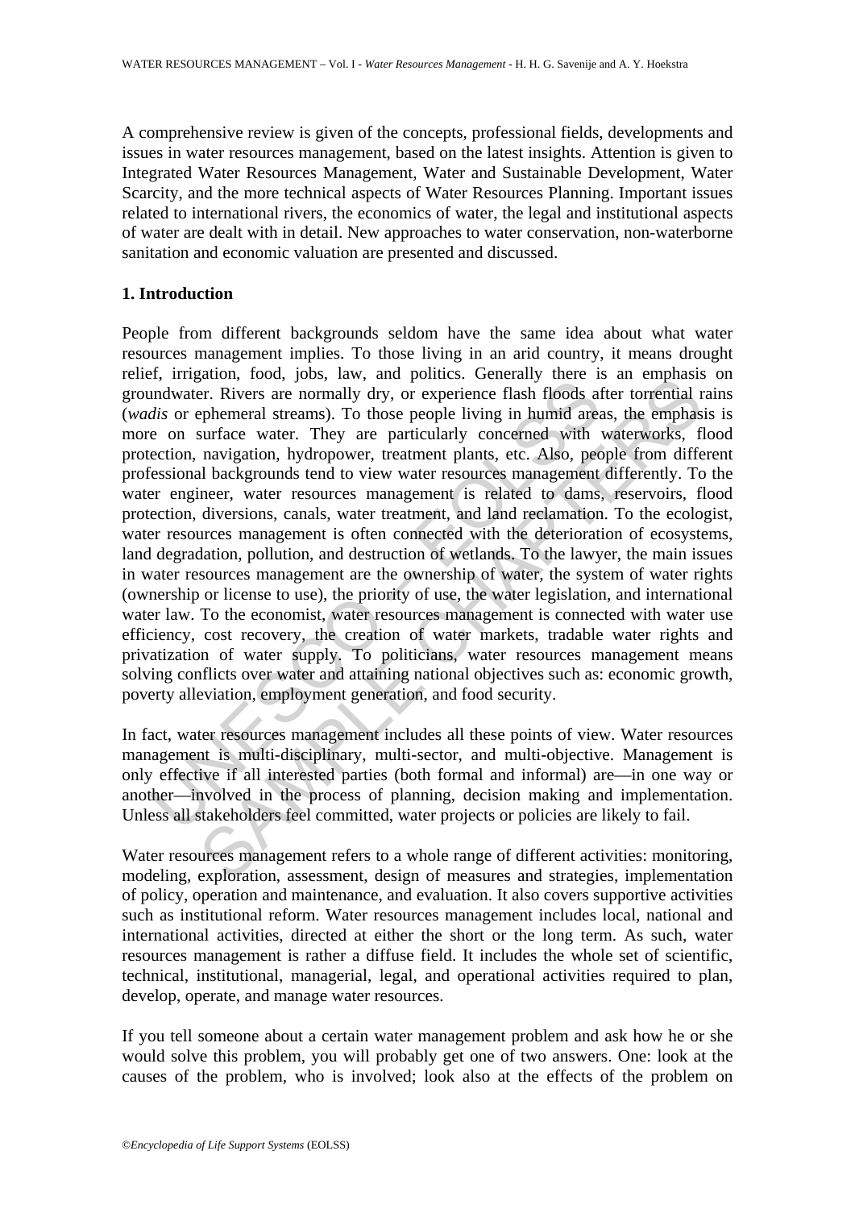A comprehensive review is given of the concepts, professional fields, developments and issues in water resources management, based on the latest insights. Attention is given to Integrated Water Resources Management, Water and Sustainable Development, Water Scarcity, and the more technical aspects of Water Resources Planning. Important issues related to international rivers, the economics of water, the legal and institutional aspects of water are dealt with in detail. New approaches to water conservation, non-waterborne sanitation and economic valuation are presented and discussed.

## 1. Introduction

People from different backgrounds seldom have the same idea about what water resources management implies. To those living in an arid country, it means drought relief, irrigation, food, jobs, law, and politics. Generally there is an emphasis on groundwater. Rivers are normally dry, or experience flash floods after torrential rains (*wadis* or ephemeral streams). To those people living in humid areas, the emphasis is more on surface water. They are particularly concerned with waterworks, flood protection, navigation, hydropower, treatment plants, etc. Also, people from different professional backgrounds tend to view water resources management differently. To the water engineer, water resources management is related to dams, reservoirs, flood protection, diversions, canals, water treatment, and land reclamation. To the ecologist, water resources management is often connected with the deterioration of ecosystems, land degradation, pollution, and destruction of wetlands. To the lawyer, the main issues in water resources management are the ownership of water, the system of water rights (ownership or license to use), the priority of use, the water legislation, and international water law. To the economist, water resources management is connected with water use efficiency, cost recovery, the creation of water markets, tradable water rights and privatization of water supply. To politicians, water resources management means solving conflicts over water and attaining national objectives such as: economic growth, poverty alleviation, employment generation, and food security.

In fact, water resources management includes all these points of view. Water resources management is multi-disciplinary, multi-sector, and multi-objective. Management is only effective if all interested parties (both formal and informal) are—in one way or another—involved in the process of planning, decision making and implementation. Unless all stakeholders feel committed, water projects or policies are likely to fail.

Water resources management refers to a whole range of different activities: monitoring, modeling, exploration, assessment, design of measures and strategies, implementation of policy, operation and maintenance, and evaluation. It also covers supportive activities such as institutional reform. Water resources management includes local, national and international activities, directed at either the short or the long term. As such, water resources management is rather a diffuse field. It includes the whole set of scientific, technical, institutional, managerial, legal, and operational activities required to plan, develop, operate, and manage water resources.

If you tell someone about a certain water management problem and ask how he or she would solve this problem, you will probably get one of two answers. One: look at the causes of the problem, who is involved; look also at the effects of the problem on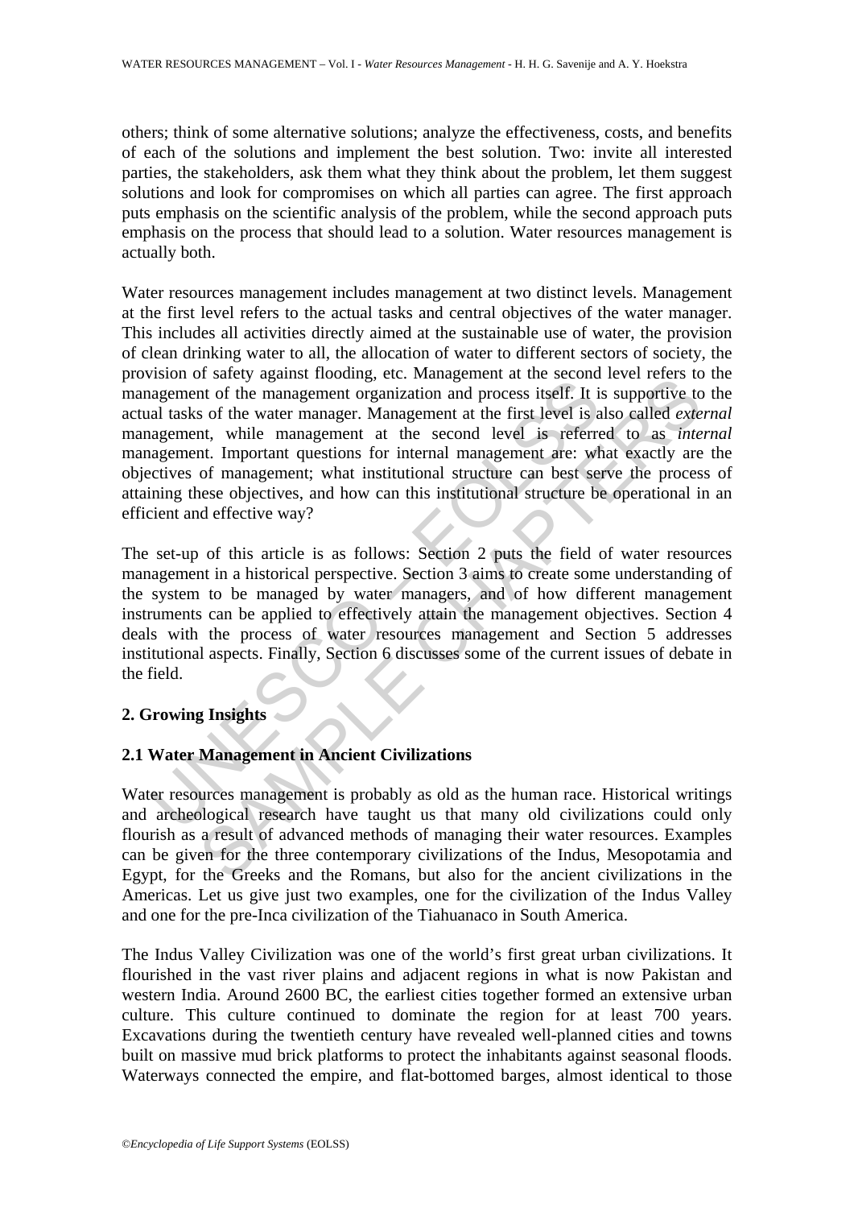others; think of some alternative solutions; analyze the effectiveness, costs, and benefits of each of the solutions and implement the best solution. Two: invite all interested parties, the stakeholders, ask them what they think about the problem, let them suggest solutions and look for compromises on which all parties can agree. The first approach puts emphasis on the scientific analysis of the problem, while the second approach puts emphasis on the process that should lead to a solution. Water resources management is actually both.

Water resources management includes management at two distinct levels. Management at the first level refers to the actual tasks and central objectives of the water manager. This includes all activities directly aimed at the sustainable use of water, the provision of clean drinking water to all, the allocation of water to different sectors of society, the provision of safety against flooding, etc. Management at the second level refers to the management of the management organization and process itself. It is supportive to the actual tasks of the water manager. Management at the first level is also called *external* management, while management at the second level is referred to as *internal* management. Important questions for internal management are: what exactly are the objectives of management; what institutional structure can best serve the process of attaining these objectives, and how can this institutional structure be operational in an efficient and effective way?

The set-up of this article is as follows: Section 2 puts the field of water resources management in a historical perspective. Section 3 aims to create some understanding of the system to be managed by water managers, and of how different management instruments can be applied to effectively attain the management objectives. Section 4 deals with the process of water resources management and Section 5 addresses institutional aspects. Finally, Section 6 discusses some of the current issues of debate in the field.

## 2. Growing Insights

### 2.1 Water Management in Ancient Civilizations

Water resources management is probably as old as the human race. Historical writings and archeological research have taught us that many old civilizations could only flourish as a result of advanced methods of managing their water resources. Examples can be given for the three contemporary civilizations of the Indus, Mesopotamia and Egypt, for the Greeks and the Romans, but also for the ancient civilizations in the Americas. Let us give just two examples, one for the civilization of the Indus Valley and one for the pre-Inca civilization of the Tiahuanaco in South America.

The Indus Valley Civilization was one of the world's first great urban civilizations. It flourished in the vast river plains and adjacent regions in what is now Pakistan and western India. Around 2600 BC, the earliest cities together formed an extensive urban culture. This culture continued to dominate the region for at least 700 years. Excavations during the twentieth century have revealed well-planned cities and towns built on massive mud brick platforms to protect the inhabitants against seasonal floods. Waterways connected the empire, and flat-bottomed barges, almost identical to those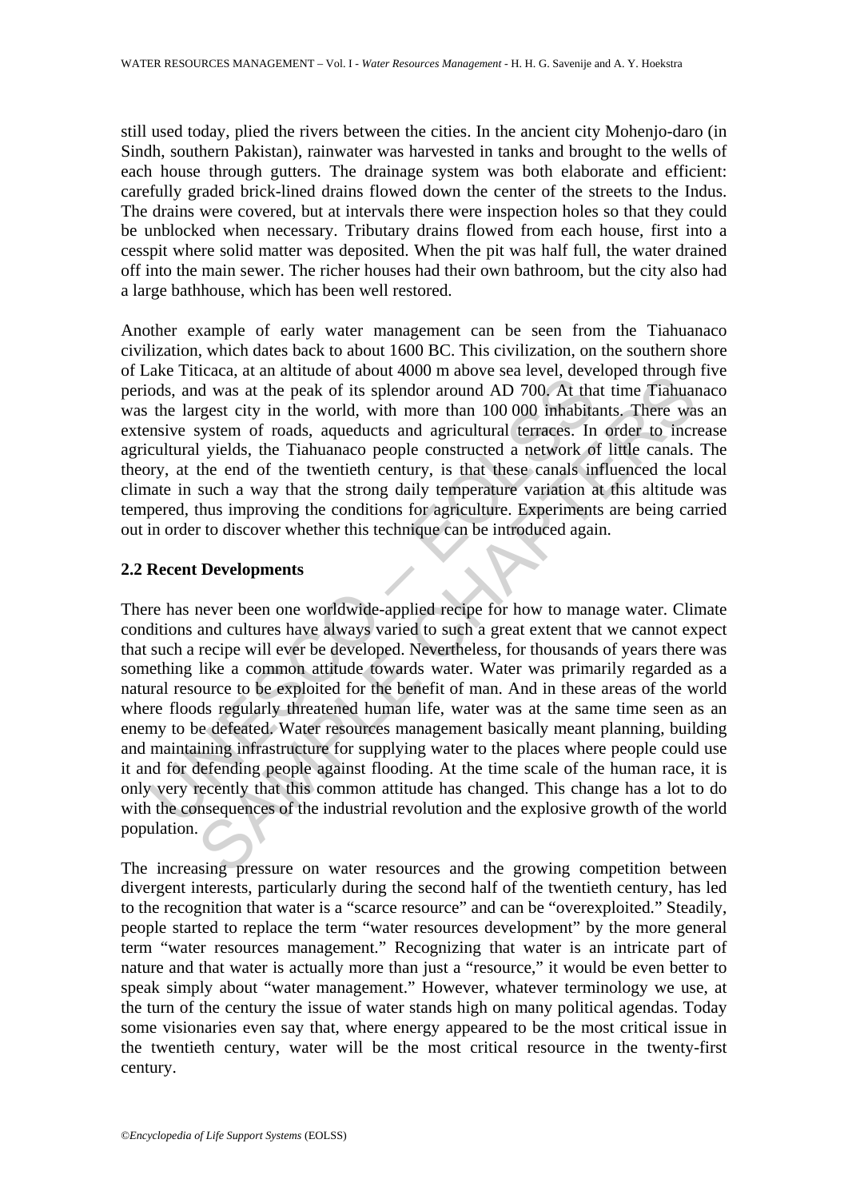still used today, plied the rivers between the cities. In the ancient city Mohenjo-daro (in Sindh, southern Pakistan), rainwater was harvested in tanks and brought to the wells of each house through gutters. The drainage system was both elaborate and efficient: carefully graded brick-lined drains flowed down the center of the streets to the Indus. The drains were covered, but at intervals there were inspection holes so that they could be unblocked when necessary. Tributary drains flowed from each house, first into a cesspit where solid matter was deposited. When the pit was half full, the water drained off into the main sewer. The richer houses had their own bathroom, but the city also had a large bathhouse, which has been well restored.

Another example of early water management can be seen from the Tiahuanaco civilization, which dates back to about 1600 BC. This civilization, on the southern shore of Lake Titicaca, at an altitude of about 4000 m above sea level, developed through five periods, and was at the peak of its splendor around AD 700. At that time Tiahuanaco was the largest city in the world, with more than 100 000 inhabitants. There was an extensive system of roads, aqueducts and agricultural terraces. In order to increase agricultural yields, the Tiahuanaco people constructed a network of little canals. The theory, at the end of the twentieth century, is that these canals influenced the local climate in such a way that the strong daily temperature variation at this altitude was tempered, thus improving the conditions for agriculture. Experiments are being carried out in order to discover whether this technique can be introduced again.

## 2.2 Recent Developments

There has never been one worldwide-applied recipe for how to manage water. Climate conditions and cultures have always varied to such a great extent that we cannot expect that such a recipe will ever be developed. Nevertheless, for thousands of years there was something like a common attitude towards water. Water was primarily regarded as a natural resource to be exploited for the benefit of man. And in these areas of the world where floods regularly threatened human life, water was at the same time seen as an enemy to be defeated. Water resources management basically meant planning, building and maintaining infrastructure for supplying water to the places where people could use it and for defending people against flooding. At the time scale of the human race, it is only very recently that this common attitude has changed. This change has a lot to do with the consequences of the industrial revolution and the explosive growth of the world population.

The increasing pressure on water resources and the growing competition between divergent interests, particularly during the second half of the twentieth century, has led to the recognition that water is a "scarce resource" and can be "overexploited." Steadily, people started to replace the term "water resources development" by the more general term "water resources management." Recognizing that water is an intricate part of nature and that water is actually more than just a "resource," it would be even better to speak simply about "water management." However, whatever terminology we use, at the turn of the century the issue of water stands high on many political agendas. Today some visionaries even say that, where energy appeared to be the most critical issue in the twentieth century, water will be the most critical resource in the twenty-first century.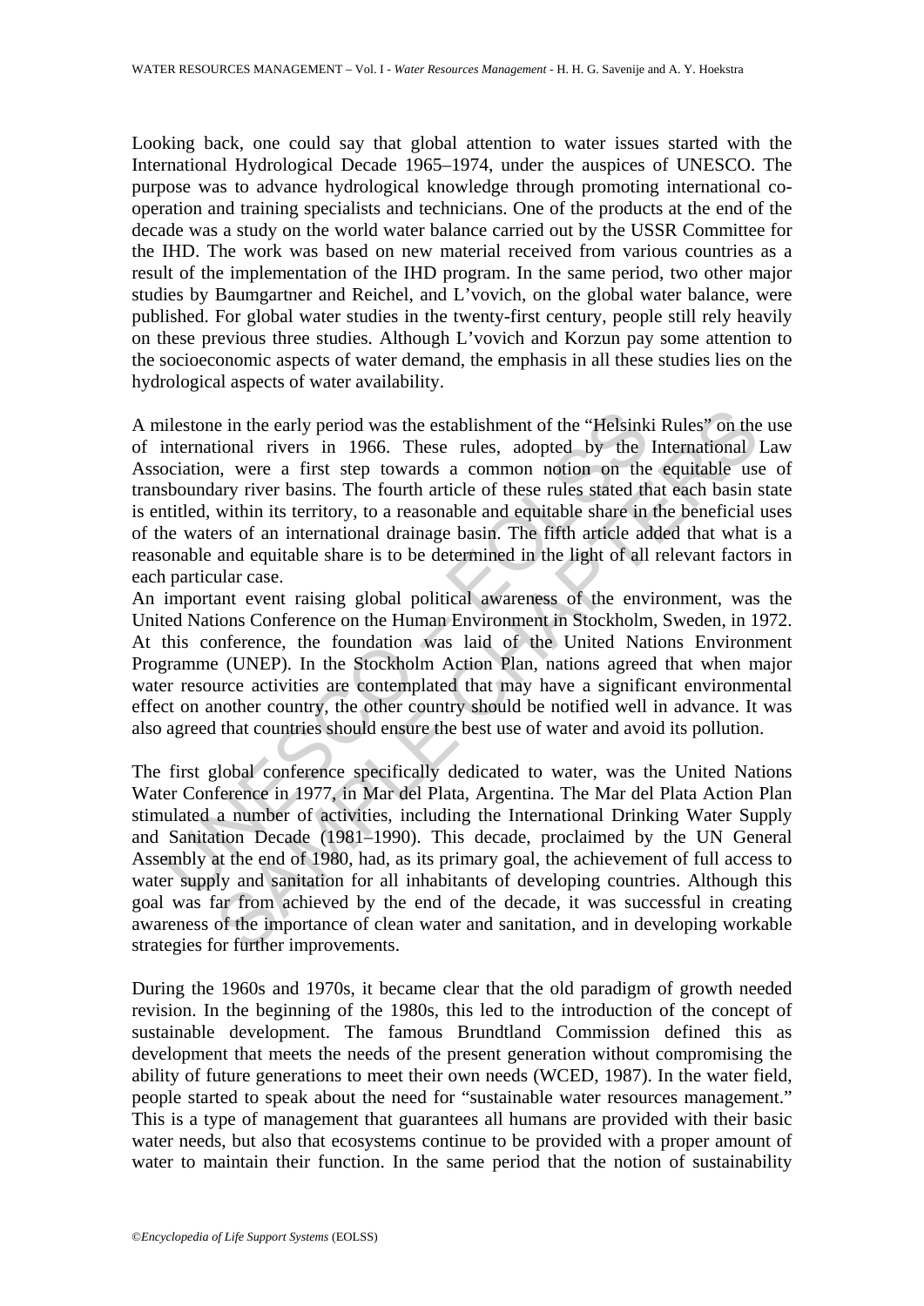Looking back, one could say that global attention to water issues started with the International Hydrological Decade 1965–1974, under the auspices of UNESCO. The purpose was to advance hydrological knowledge through promoting international co-operation and training specialists and technicians. One of the products at the end of the decade was a study on the world water balance carried out by the USSR Committee for the IHD. The work was based on new material received from various countries as a result of the implementation of the IHD program. In the same period, two other major studies by Baumgartner and Reichel, and L'vovich, on the global water balance, were published. For global water studies in the twenty-first century, people still rely heavily on these previous three studies. Although L'vovich and Korzun pay some attention to the socioeconomic aspects of water demand, the emphasis in all these studies lies on the hydrological aspects of water availability.

A milestone in the early period was the establishment of the "Helsinki Rules" on the use of international rivers in 1966. These rules, adopted by the International Law Association, were a first step towards a common notion on the equitable use of transboundary river basins. The fourth article of these rules stated that each basin state is entitled, within its territory, to a reasonable and equitable share in the beneficial uses of the waters of an international drainage basin. The fifth article added that what is a reasonable and equitable share is to be determined in the light of all relevant factors in each particular case.

An important event raising global political awareness of the environment, was the United Nations Conference on the Human Environment in Stockholm, Sweden, in 1972. At this conference, the foundation was laid of the United Nations Environment Programme (UNEP). In the Stockholm Action Plan, nations agreed that when major water resource activities are contemplated that may have a significant environmental effect on another country, the other country should be notified well in advance. It was also agreed that countries should ensure the best use of water and avoid its pollution.

The first global conference specifically dedicated to water, was the United Nations Water Conference in 1977, in Mar del Plata, Argentina. The Mar del Plata Action Plan stimulated a number of activities, including the International Drinking Water Supply and Sanitation Decade (1981–1990). This decade, proclaimed by the UN General Assembly at the end of 1980, had, as its primary goal, the achievement of full access to water supply and sanitation for all inhabitants of developing countries. Although this goal was far from achieved by the end of the decade, it was successful in creating awareness of the importance of clean water and sanitation, and in developing workable strategies for further improvements.

During the 1960s and 1970s, it became clear that the old paradigm of growth needed revision. In the beginning of the 1980s, this led to the introduction of the concept of sustainable development. The famous Brundtland Commission defined this as development that meets the needs of the present generation without compromising the ability of future generations to meet their own needs (WCED, 1987). In the water field, people started to speak about the need for "sustainable water resources management." This is a type of management that guarantees all humans are provided with their basic water needs, but also that ecosystems continue to be provided with a proper amount of water to maintain their function. In the same period that the notion of sustainability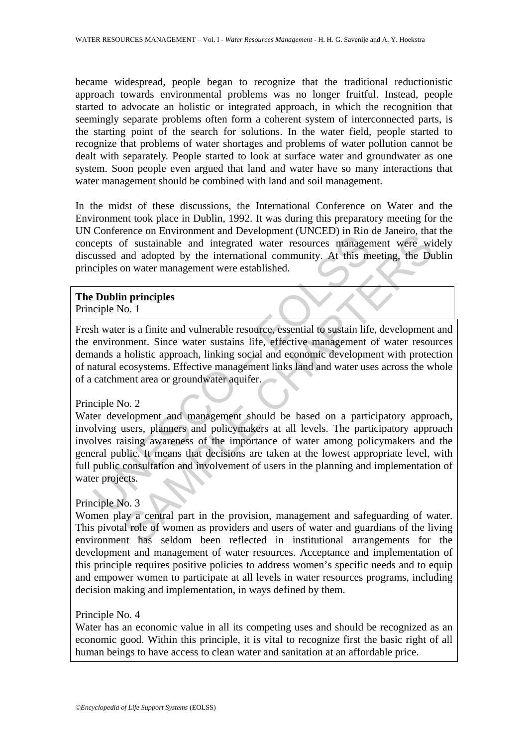became widespread, people began to recognize that the traditional reductionistic approach towards environmental problems was no longer fruitful. Instead, people started to advocate an holistic or integrated approach, in which the recognition that seemingly separate problems often form a coherent system of interconnected parts, is the starting point of the search for solutions. In the water field, people started to recognize that problems of water shortages and problems of water pollution cannot be dealt with separately. People started to look at surface water and groundwater as one system. Soon people even argued that land and water have so many interactions that water management should be combined with land and soil management.

In the midst of these discussions, the International Conference on Water and the Environment took place in Dublin, 1992. It was during this preparatory meeting for the UN Conference on Environment and Development (UNCED) in Rio de Janeiro, that the concepts of sustainable and integrated water resources management were widely discussed and adopted by the international community. At this meeting, the Dublin principles on water management were established.

**The Dublin principles**

Principle No. 1

Fresh water is a finite and vulnerable resource, essential to sustain life, development and the environment. Since water sustains life, effective management of water resources demands a holistic approach, linking social and economic development with protection of natural ecosystems. Effective management links land and water uses across the whole of a catchment area or groundwater aquifer.

Principle No. 2

Water development and management should be based on a participatory approach, involving users, planners and policymakers at all levels. The participatory approach involves raising awareness of the importance of water among policymakers and the general public. It means that decisions are taken at the lowest appropriate level, with full public consultation and involvement of users in the planning and implementation of water projects.

Principle No. 3

Women play a central part in the provision, management and safeguarding of water. This pivotal role of women as providers and users of water and guardians of the living environment has seldom been reflected in institutional arrangements for the development and management of water resources. Acceptance and implementation of this principle requires positive policies to address women's specific needs and to equip and empower women to participate at all levels in water resources programs, including decision making and implementation, in ways defined by them.

Principle No. 4

Water has an economic value in all its competing uses and should be recognized as an economic good. Within this principle, it is vital to recognize first the basic right of all human beings to have access to clean water and sanitation at an affordable price.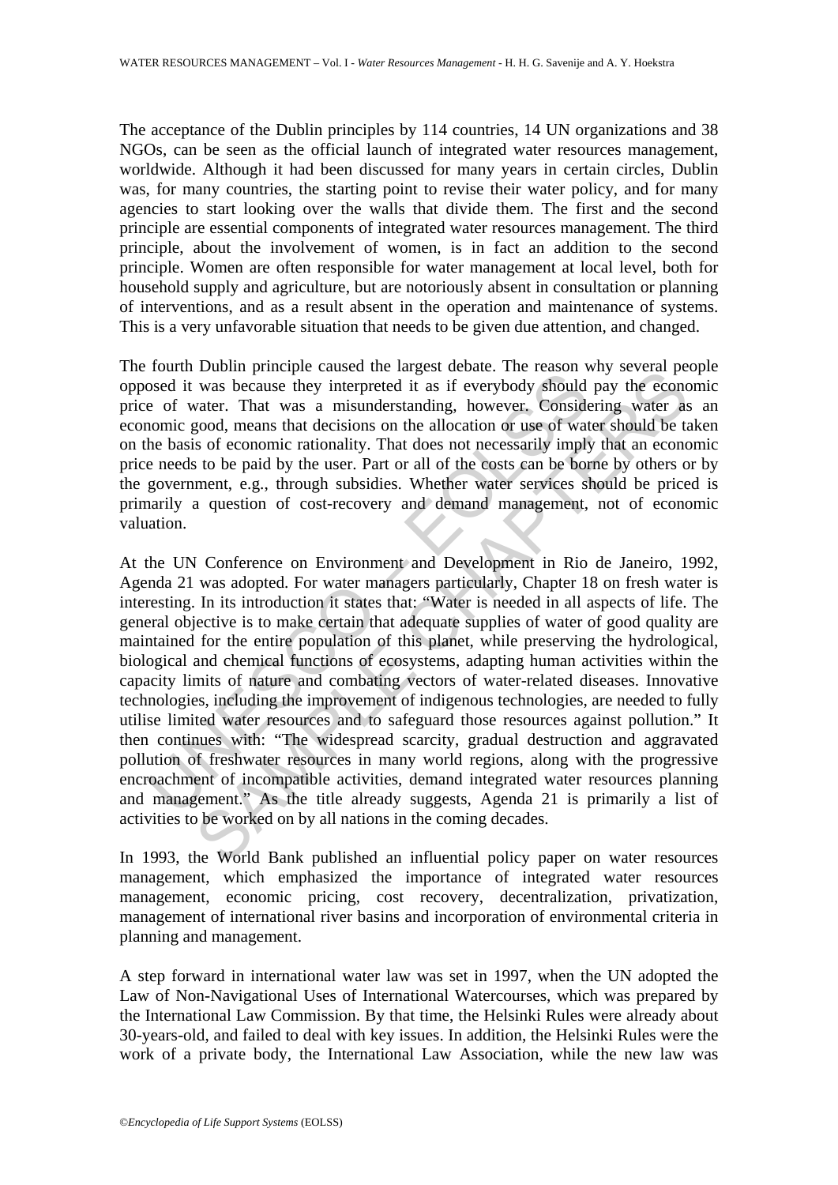The acceptance of the Dublin principles by 114 countries, 14 UN organizations and 38 NGOs, can be seen as the official launch of integrated water resources management, worldwide. Although it had been discussed for many years in certain circles, Dublin was, for many countries, the starting point to revise their water policy, and for many agencies to start looking over the walls that divide them. The first and the second principle are essential components of integrated water resources management. The third principle, about the involvement of women, is in fact an addition to the second principle. Women are often responsible for water management at local level, both for household supply and agriculture, but are notoriously absent in consultation or planning of interventions, and as a result absent in the operation and maintenance of systems. This is a very unfavorable situation that needs to be given due attention, and changed.

The fourth Dublin principle caused the largest debate. The reason why several people opposed it was because they interpreted it as if everybody should pay the economic price of water. That was a misunderstanding, however. Considering water as an economic good, means that decisions on the allocation or use of water should be taken on the basis of economic rationality. That does not necessarily imply that an economic price needs to be paid by the user. Part or all of the costs can be borne by others or by the government, e.g., through subsidies. Whether water services should be priced is primarily a question of cost-recovery and demand management, not of economic valuation.

At the UN Conference on Environment and Development in Rio de Janeiro, 1992, Agenda 21 was adopted. For water managers particularly, Chapter 18 on fresh water is interesting. In its introduction it states that: "Water is needed in all aspects of life. The general objective is to make certain that adequate supplies of water of good quality are maintained for the entire population of this planet, while preserving the hydrological, biological and chemical functions of ecosystems, adapting human activities within the capacity limits of nature and combating vectors of water-related diseases. Innovative technologies, including the improvement of indigenous technologies, are needed to fully utilise limited water resources and to safeguard those resources against pollution." It then continues with: "The widespread scarcity, gradual destruction and aggravated pollution of freshwater resources in many world regions, along with the progressive encroachment of incompatible activities, demand integrated water resources planning and management." As the title already suggests, Agenda 21 is primarily a list of activities to be worked on by all nations in the coming decades.

In 1993, the World Bank published an influential policy paper on water resources management, which emphasized the importance of integrated water resources management, economic pricing, cost recovery, decentralization, privatization, management of international river basins and incorporation of environmental criteria in planning and management.

A step forward in international water law was set in 1997, when the UN adopted the Law of Non-Navigational Uses of International Watercourses, which was prepared by the International Law Commission. By that time, the Helsinki Rules were already about 30-years-old, and failed to deal with key issues. In addition, the Helsinki Rules were the work of a private body, the International Law Association, while the new law was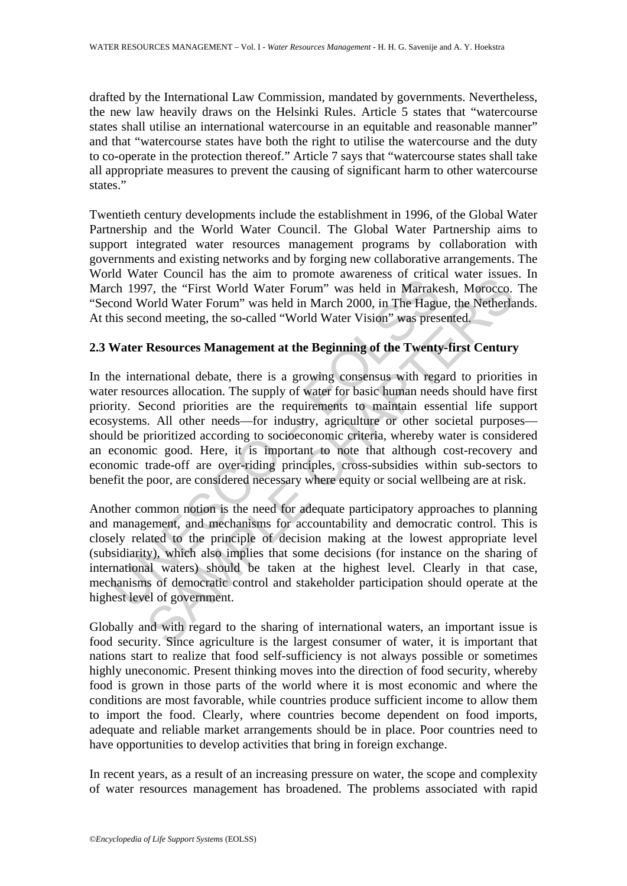drafted by the International Law Commission, mandated by governments. Nevertheless, the new law heavily draws on the Helsinki Rules. Article 5 states that "watercourse states shall utilise an international watercourse in an equitable and reasonable manner" and that "watercourse states have both the right to utilise the watercourse and the duty to co-operate in the protection thereof." Article 7 says that "watercourse states shall take all appropriate measures to prevent the causing of significant harm to other watercourse states."

Twentieth century developments include the establishment in 1996, of the Global Water Partnership and the World Water Council. The Global Water Partnership aims to support integrated water resources management programs by collaboration with governments and existing networks and by forging new collaborative arrangements. The World Water Council has the aim to promote awareness of critical water issues. In March 1997, the "First World Water Forum" was held in Marrakesh, Morocco. The "Second World Water Forum" was held in March 2000, in The Hague, the Netherlands. At this second meeting, the so-called "World Water Vision" was presented.

### 2.3 Water Resources Management at the Beginning of the Twenty-first Century

In the international debate, there is a growing consensus with regard to priorities in water resources allocation. The supply of water for basic human needs should have first priority. Second priorities are the requirements to maintain essential life support ecosystems. All other needs—for industry, agriculture or other societal purposes—should be prioritized according to socioeconomic criteria, whereby water is considered an economic good. Here, it is important to note that although cost-recovery and economic trade-off are over-riding principles, cross-subsidies within sub-sectors to benefit the poor, are considered necessary where equity or social wellbeing are at risk.

Another common notion is the need for adequate participatory approaches to planning and management, and mechanisms for accountability and democratic control. This is closely related to the principle of decision making at the lowest appropriate level (subsidiarity), which also implies that some decisions (for instance on the sharing of international waters) should be taken at the highest level. Clearly in that case, mechanisms of democratic control and stakeholder participation should operate at the highest level of government.

Globally and with regard to the sharing of international waters, an important issue is food security. Since agriculture is the largest consumer of water, it is important that nations start to realize that food self-sufficiency is not always possible or sometimes highly uneconomic. Present thinking moves into the direction of food security, whereby food is grown in those parts of the world where it is most economic and where the conditions are most favorable, while countries produce sufficient income to allow them to import the food. Clearly, where countries become dependent on food imports, adequate and reliable market arrangements should be in place. Poor countries need to have opportunities to develop activities that bring in foreign exchange.

In recent years, as a result of an increasing pressure on water, the scope and complexity of water resources management has broadened. The problems associated with rapid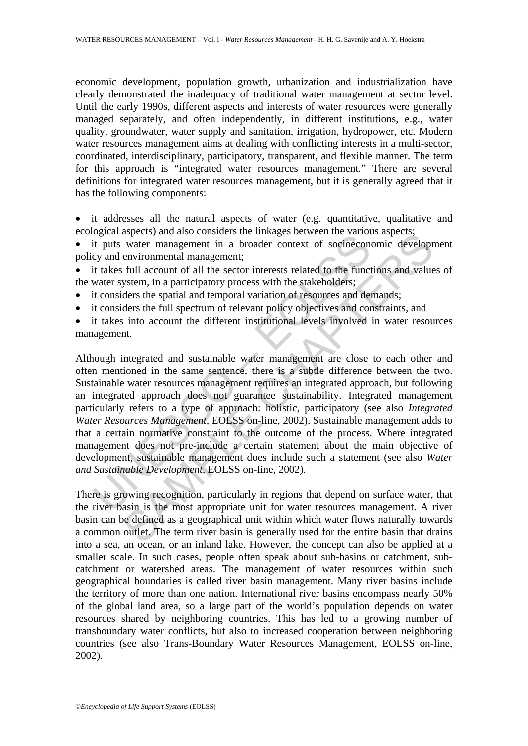economic development, population growth, urbanization and industrialization have clearly demonstrated the inadequacy of traditional water management at sector level. Until the early 1990s, different aspects and interests of water resources were generally managed separately, and often independently, in different institutions, e.g., water quality, groundwater, water supply and sanitation, irrigation, hydropower, etc. Modern water resources management aims at dealing with conflicting interests in a multi-sector, coordinated, interdisciplinary, participatory, transparent, and flexible manner. The term for this approach is "integrated water resources management." There are several definitions for integrated water resources management, but it is generally agreed that it has the following components:

- it addresses all the natural aspects of water (e.g. quantitative, qualitative and ecological aspects) and also considers the linkages between the various aspects;
- it puts water management in a broader context of socioeconomic development policy and environmental management;
- it takes full account of all the sector interests related to the functions and values of the water system, in a participatory process with the stakeholders;
- it considers the spatial and temporal variation of resources and demands;
- it considers the full spectrum of relevant policy objectives and constraints, and
- it takes into account the different institutional levels involved in water resources management.

Although integrated and sustainable water management are close to each other and often mentioned in the same sentence, there is a subtle difference between the two. Sustainable water resources management requires an integrated approach, but following an integrated approach does not guarantee sustainability. Integrated management particularly refers to a type of approach: holistic, participatory (see also *Integrated Water Resources Management*, EOLSS on-line, 2002). Sustainable management adds to that a certain normative constraint to the outcome of the process. Where integrated management does not pre-include a certain statement about the main objective of development, sustainable management does include such a statement (see also *Water and Sustainable Development*, EOLSS on-line, 2002).

There is growing recognition, particularly in regions that depend on surface water, that the river basin is the most appropriate unit for water resources management. A river basin can be defined as a geographical unit within which water flows naturally towards a common outlet. The term river basin is generally used for the entire basin that drains into a sea, an ocean, or an inland lake. However, the concept can also be applied at a smaller scale. In such cases, people often speak about sub-basins or catchment, sub-catchment or watershed areas. The management of water resources within such geographical boundaries is called river basin management. Many river basins include the territory of more than one nation. International river basins encompass nearly 50% of the global land area, so a large part of the world's population depends on water resources shared by neighboring countries. This has led to a growing number of transboundary water conflicts, but also to increased cooperation between neighboring countries (see also Trans-Boundary Water Resources Management, EOLSS on-line, 2002).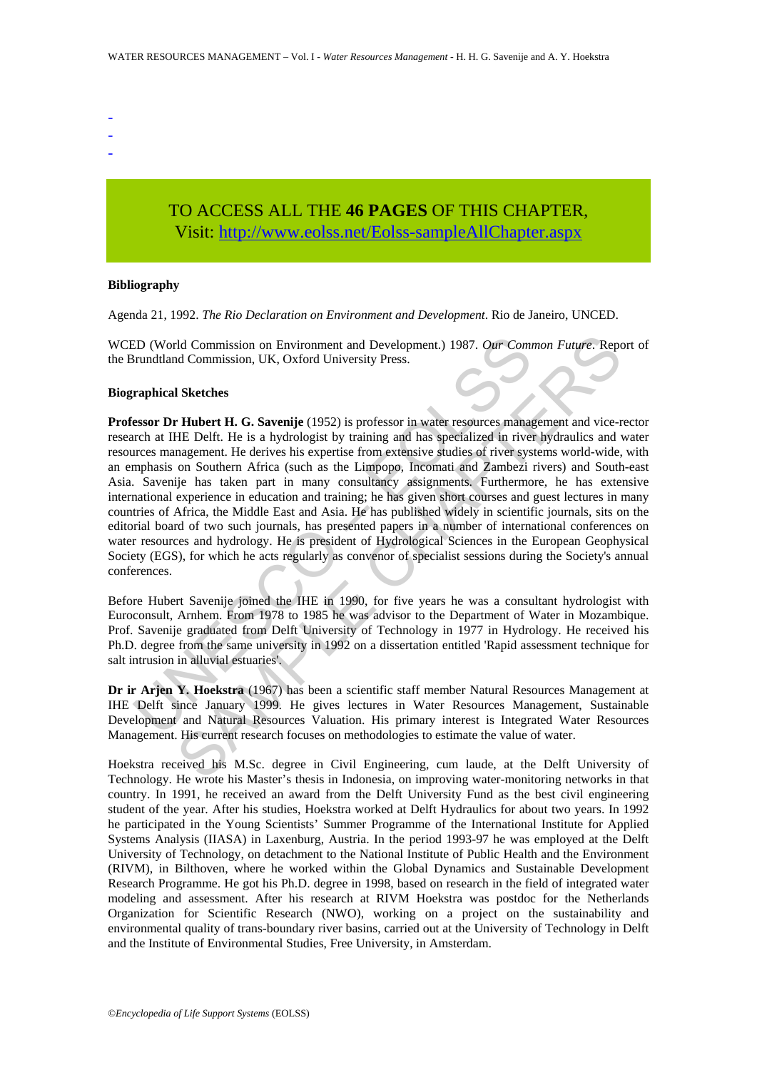-
-
-

TO ACCESS ALL THE **46 PAGES** OF THIS CHAPTER,
Visit: http://www.eolss.net/Eolss-sampleAllChapter.aspx

**Bibliography**

Agenda 21, 1992. *The Rio Declaration on Environment and Development*. Rio de Janeiro, UNCED.

WCED (World Commission on Environment and Development.) 1987. *Our Common Future*. Report of the Brundtland Commission, UK, Oxford University Press.

**Biographical Sketches**

**Professor Dr Hubert H. G. Savenije** (1952) is professor in water resources management and vice-rector research at IHE Delft. He is a hydrologist by training and has specialized in river hydraulics and water resources management. He derives his expertise from extensive studies of river systems world-wide, with an emphasis on Southern Africa (such as the Limpopo, Incomati and Zambezi rivers) and South-east Asia. Savenije has taken part in many consultancy assignments. Furthermore, he has extensive international experience in education and training; he has given short courses and guest lectures in many countries of Africa, the Middle East and Asia. He has published widely in scientific journals, sits on the editorial board of two such journals, has presented papers in a number of international conferences on water resources and hydrology. He is president of Hydrological Sciences in the European Geophysical Society (EGS), for which he acts regularly as convenor of specialist sessions during the Society's annual conferences.

Before Hubert Savenije joined the IHE in 1990, for five years he was a consultant hydrologist with Euroconsult, Arnhem. From 1978 to 1985 he was advisor to the Department of Water in Mozambique. Prof. Savenije graduated from Delft University of Technology in 1977 in Hydrology. He received his Ph.D. degree from the same university in 1992 on a dissertation entitled 'Rapid assessment technique for salt intrusion in alluvial estuaries'.

**Dr ir Arjen Y. Hoekstra** (1967) has been a scientific staff member Natural Resources Management at IHE Delft since January 1999. He gives lectures in Water Resources Management, Sustainable Development and Natural Resources Valuation. His primary interest is Integrated Water Resources Management. His current research focuses on methodologies to estimate the value of water.

Hoekstra received his M.Sc. degree in Civil Engineering, cum laude, at the Delft University of Technology. He wrote his Master's thesis in Indonesia, on improving water-monitoring networks in that country. In 1991, he received an award from the Delft University Fund as the best civil engineering student of the year. After his studies, Hoekstra worked at Delft Hydraulics for about two years. In 1992 he participated in the Young Scientists' Summer Programme of the International Institute for Applied Systems Analysis (IIASA) in Laxenburg, Austria. In the period 1993-97 he was employed at the Delft University of Technology, on detachment to the National Institute of Public Health and the Environment (RIVM), in Bilthoven, where he worked within the Global Dynamics and Sustainable Development Research Programme. He got his Ph.D. degree in 1998, based on research in the field of integrated water modeling and assessment. After his research at RIVM Hoekstra was postdoc for the Netherlands Organization for Scientific Research (NWO), working on a project on the sustainability and environmental quality of trans-boundary river basins, carried out at the University of Technology in Delft and the Institute of Environmental Studies, Free University, in Amsterdam.